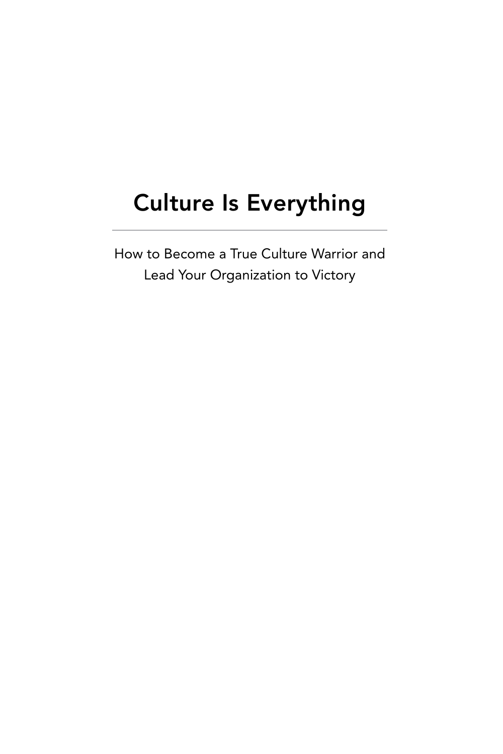# Culture Is Everything

How to Become a True Culture Warrior and Lead Your Organization to Victory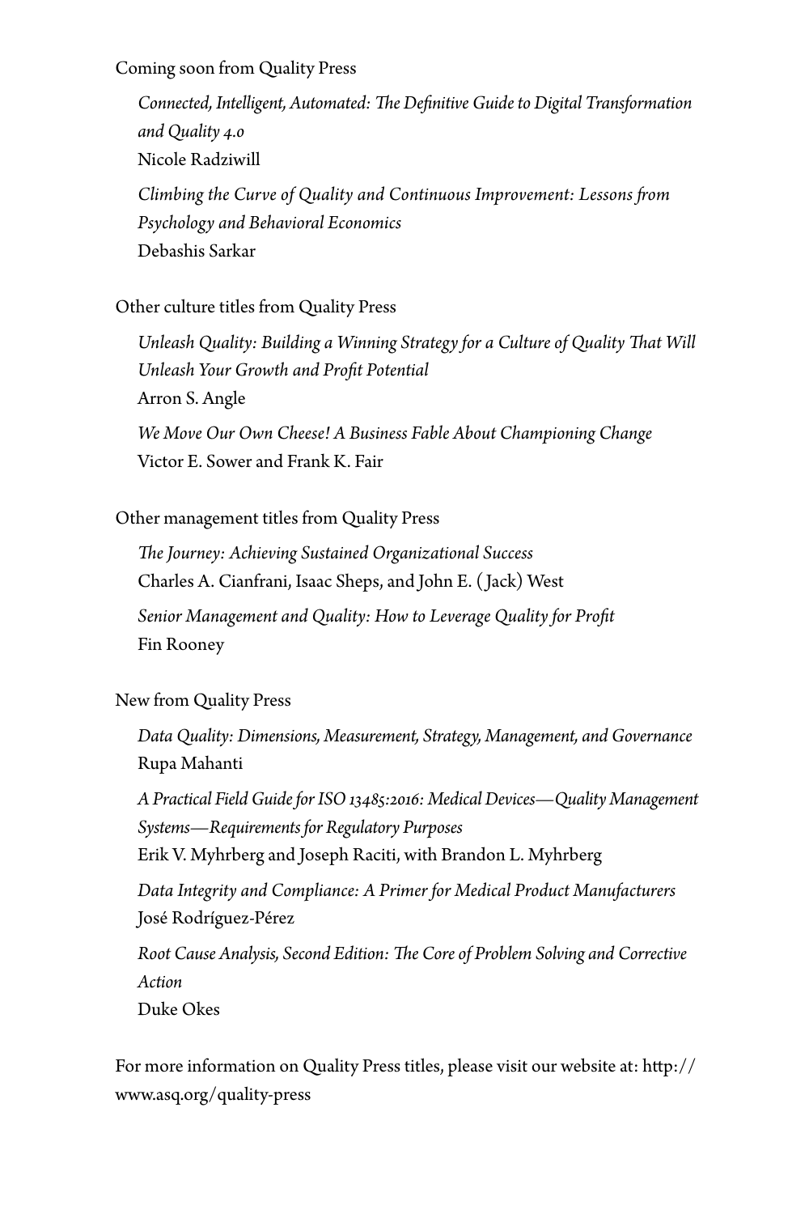Coming soon from Quality Press

*Connected, Intelligent, Automated: The Definitive Guide to Digital Transformation and Quality 4.0*
Nicole Radziwill

*Climbing the Curve of Quality and Continuous Improvement: Lessons from Psychology and Behavioral Economics*
Debashis Sarkar

Other culture titles from Quality Press

*Unleash Quality: Building a Winning Strategy for a Culture of Quality That Will Unleash Your Growth and Profit Potential*
Arron S. Angle

*We Move Our Own Cheese! A Business Fable About Championing Change*
Victor E. Sower and Frank K. Fair

Other management titles from Quality Press

*The Journey: Achieving Sustained Organizational Success*
Charles A. Cianfrani, Isaac Sheps, and John E. (Jack) West

*Senior Management and Quality: How to Leverage Quality for Profit*
Fin Rooney

New from Quality Press

*Data Quality: Dimensions, Measurement, Strategy, Management, and Governance*
Rupa Mahanti

*A Practical Field Guide for ISO 13485:2016: Medical Devices—Quality Management Systems—Requirements for Regulatory Purposes*
Erik V. Myhrberg and Joseph Raciti, with Brandon L. Myhrberg

*Data Integrity and Compliance: A Primer for Medical Product Manufacturers*
José Rodríguez-Pérez

*Root Cause Analysis, Second Edition: The Core of Problem Solving and Corrective Action*
Duke Okes

For more information on Quality Press titles, please visit our website at: http://www.asq.org/quality-press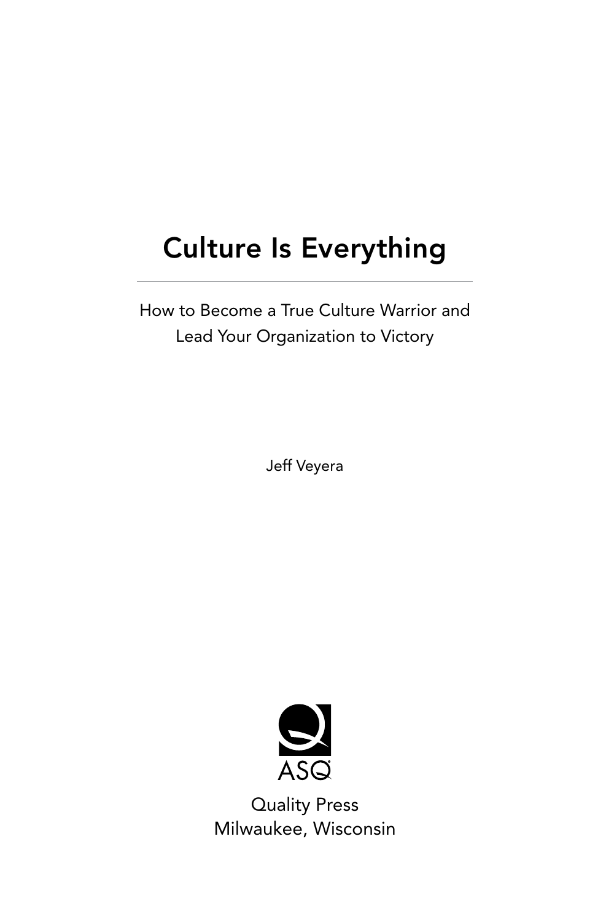# Culture Is Everything

How to Become a True Culture Warrior and Lead Your Organization to Victory

Jeff Veyera

ASQ

Quality Press
Milwaukee, Wisconsin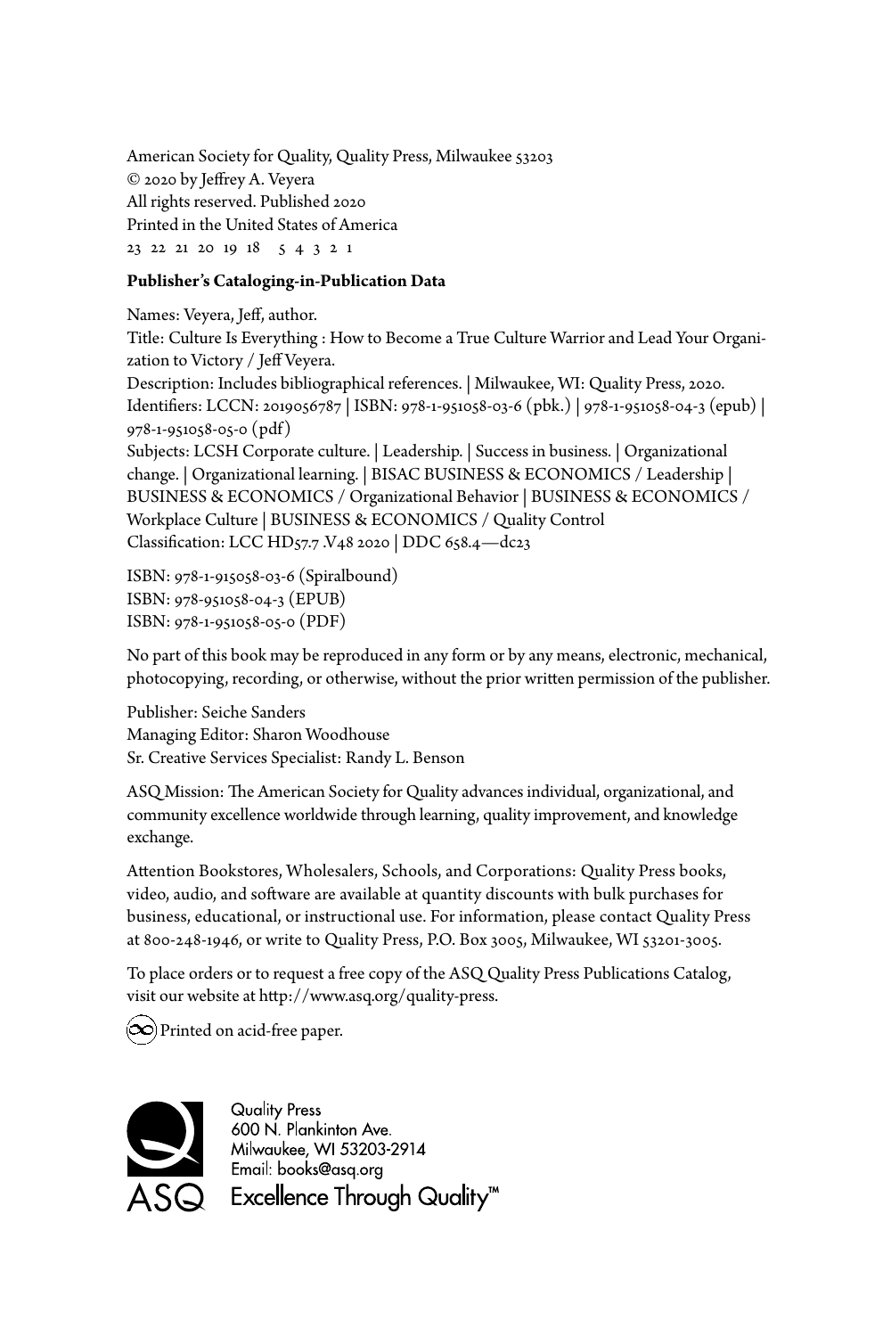American Society for Quality, Quality Press, Milwaukee 53203
© 2020 by Jeffrey A. Veyera
All rights reserved. Published 2020
Printed in the United States of America
23 22 21 20 19 18 5 4 3 2 1

**Publisher's Cataloging-in-Publication Data**

Names: Veyera, Jeff, author.
Title: Culture Is Everything : How to Become a True Culture Warrior and Lead Your Organization to Victory / Jeff Veyera.
Description: Includes bibliographical references. | Milwaukee, WI: Quality Press, 2020.
Identifiers: LCCN: 2019056787 | ISBN: 978-1-951058-03-6 (pbk.) | 978-1-951058-04-3 (epub) | 978-1-951058-05-0 (pdf)
Subjects: LCSH Corporate culture. | Leadership. | Success in business. | Organizational change. | Organizational learning. | BISAC BUSINESS & ECONOMICS / Leadership | BUSINESS & ECONOMICS / Organizational Behavior | BUSINESS & ECONOMICS / Workplace Culture | BUSINESS & ECONOMICS / Quality Control
Classification: LCC HD57.7 .V48 2020 | DDC 658.4—dc23

ISBN: 978-1-915058-03-6 (Spiralbound)
ISBN: 978-951058-04-3 (EPUB)
ISBN: 978-1-951058-05-0 (PDF)

No part of this book may be reproduced in any form or by any means, electronic, mechanical, photocopying, recording, or otherwise, without the prior written permission of the publisher.

Publisher: Seiche Sanders
Managing Editor: Sharon Woodhouse
Sr. Creative Services Specialist: Randy L. Benson

ASQ Mission: The American Society for Quality advances individual, organizational, and community excellence worldwide through learning, quality improvement, and knowledge exchange.

Attention Bookstores, Wholesalers, Schools, and Corporations: Quality Press books, video, audio, and software are available at quantity discounts with bulk purchases for business, educational, or instructional use. For information, please contact Quality Press at 800-248-1946, or write to Quality Press, P.O. Box 3005, Milwaukee, WI 53201-3005.

To place orders or to request a free copy of the ASQ Quality Press Publications Catalog, visit our website at http://www.asq.org/quality-press.

Printed on acid-free paper.

Quality Press
600 N. Plankinton Ave.
Milwaukee, WI 53203-2914
Email: books@asq.org

ASQ Excellence Through Quality™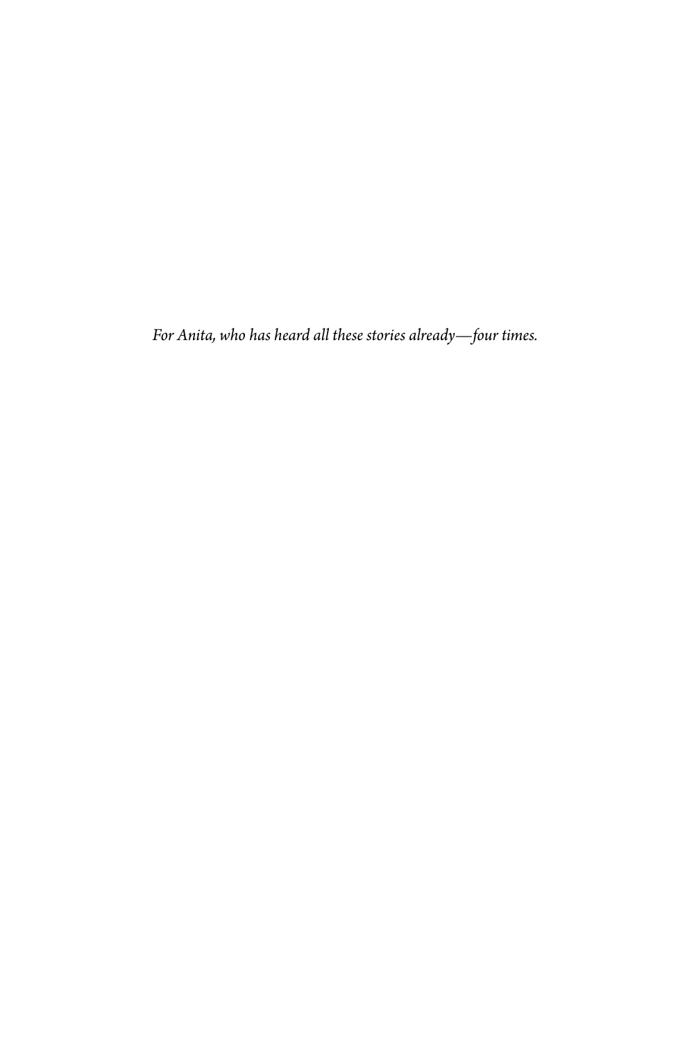*For Anita, who has heard all these stories already—four times.*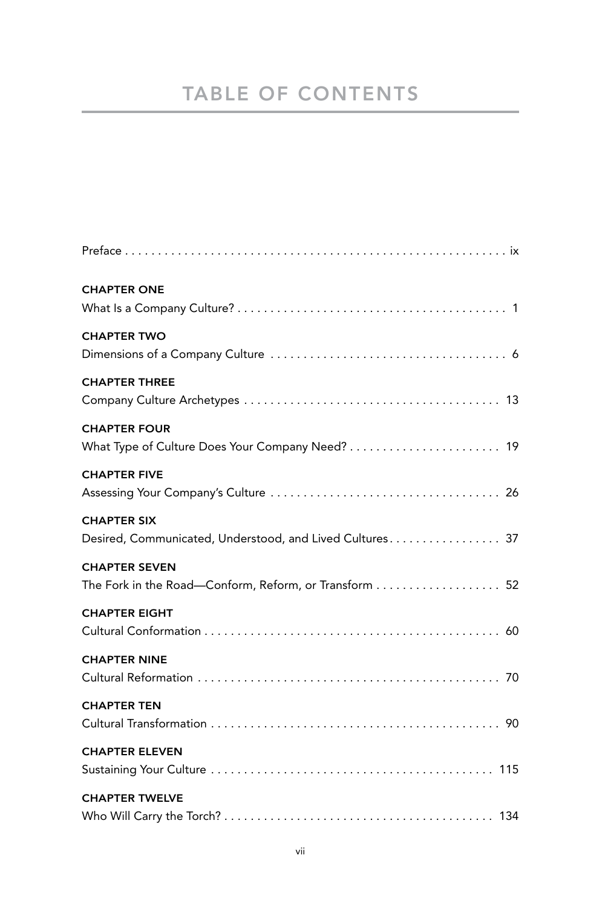# TABLE OF CONTENTS

Preface . . . . . . . . . . . . . . . . . . . . . . . . . . . . . . . . . . . . . . . . . . . . . . . . . . . . . . . . ix

**CHAPTER ONE**
What Is a Company Culture? . . . . . . . . . . . . . . . . . . . . . . . . . . . . . . . . . . . . . . . . 1

**CHAPTER TWO**
Dimensions of a Company Culture . . . . . . . . . . . . . . . . . . . . . . . . . . . . . . . . . . . 6

**CHAPTER THREE**
Company Culture Archetypes . . . . . . . . . . . . . . . . . . . . . . . . . . . . . . . . . . . . . . 13

**CHAPTER FOUR**
What Type of Culture Does Your Company Need? . . . . . . . . . . . . . . . . . . . . . . 19

**CHAPTER FIVE**
Assessing Your Company's Culture . . . . . . . . . . . . . . . . . . . . . . . . . . . . . . . . . . 26

**CHAPTER SIX**
Desired, Communicated, Understood, and Lived Cultures . . . . . . . . . . . . . . . . . 37

**CHAPTER SEVEN**
The Fork in the Road—Conform, Reform, or Transform . . . . . . . . . . . . . . . . . . . 52

**CHAPTER EIGHT**
Cultural Conformation . . . . . . . . . . . . . . . . . . . . . . . . . . . . . . . . . . . . . . . . . . . . 60

**CHAPTER NINE**
Cultural Reformation . . . . . . . . . . . . . . . . . . . . . . . . . . . . . . . . . . . . . . . . . . . . . 70

**CHAPTER TEN**
Cultural Transformation . . . . . . . . . . . . . . . . . . . . . . . . . . . . . . . . . . . . . . . . . . . 90

**CHAPTER ELEVEN**
Sustaining Your Culture . . . . . . . . . . . . . . . . . . . . . . . . . . . . . . . . . . . . . . . . . . 115

**CHAPTER TWELVE**
Who Will Carry the Torch? . . . . . . . . . . . . . . . . . . . . . . . . . . . . . . . . . . . . . . . . 134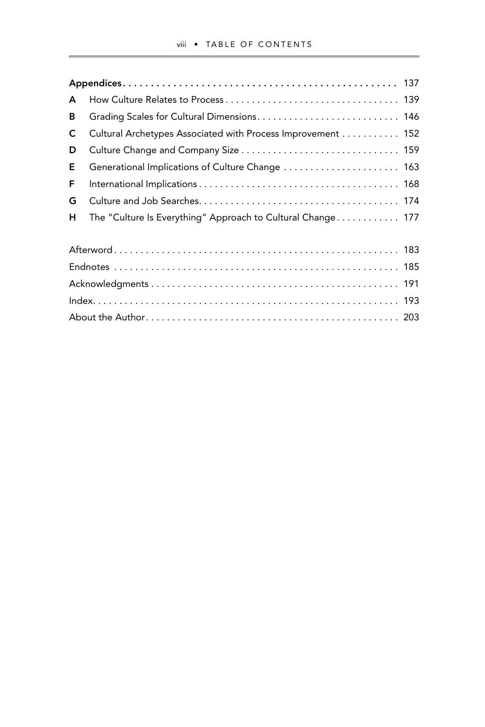**Appendices** . . . . . . . . . . . . . . . . . . . . . . . . . . . . . . . . . . . . . . . . . . . . . . . . 137

**A** How Culture Relates to Process . . . . . . . . . . . . . . . . . . . . . . . . . . . . . . . . 139

**B** Grading Scales for Cultural Dimensions . . . . . . . . . . . . . . . . . . . . . . . . . . 146

**C** Cultural Archetypes Associated with Process Improvement . . . . . . . . . . . 152

**D** Culture Change and Company Size . . . . . . . . . . . . . . . . . . . . . . . . . . . . . 159

**E** Generational Implications of Culture Change . . . . . . . . . . . . . . . . . . . . . . 163

**F** International Implications . . . . . . . . . . . . . . . . . . . . . . . . . . . . . . . . . . . . . 168

**G** Culture and Job Searches . . . . . . . . . . . . . . . . . . . . . . . . . . . . . . . . . . . . . 174

**H** The "Culture Is Everything" Approach to Cultural Change . . . . . . . . . . . . 177

Afterword . . . . . . . . . . . . . . . . . . . . . . . . . . . . . . . . . . . . . . . . . . . . . . . . . . . . 183

Endnotes . . . . . . . . . . . . . . . . . . . . . . . . . . . . . . . . . . . . . . . . . . . . . . . . . . . . 185

Acknowledgments . . . . . . . . . . . . . . . . . . . . . . . . . . . . . . . . . . . . . . . . . . . . . . 191

Index . . . . . . . . . . . . . . . . . . . . . . . . . . . . . . . . . . . . . . . . . . . . . . . . . . . . . . . 193

About the Author . . . . . . . . . . . . . . . . . . . . . . . . . . . . . . . . . . . . . . . . . . . . . . . 203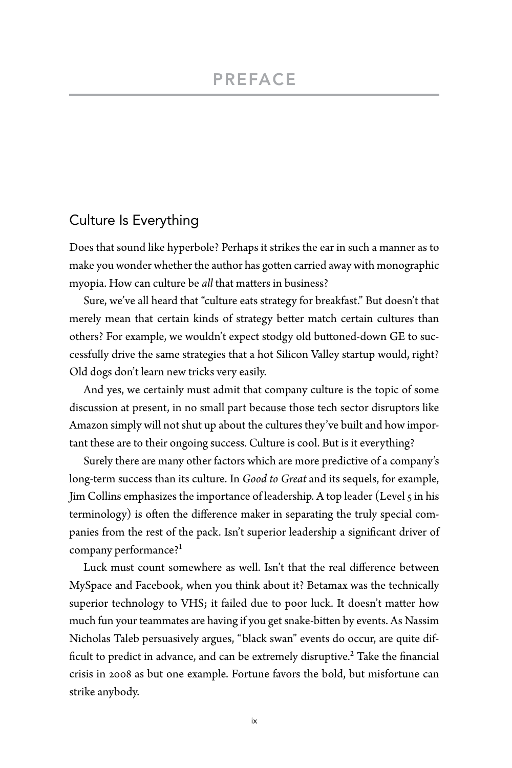# PREFACE

## Culture Is Everything

Does that sound like hyperbole? Perhaps it strikes the ear in such a manner as to make you wonder whether the author has gotten carried away with monographic myopia. How can culture be *all* that matters in business?

Sure, we've all heard that "culture eats strategy for breakfast." But doesn't that merely mean that certain kinds of strategy better match certain cultures than others? For example, we wouldn't expect stodgy old buttoned-down GE to successfully drive the same strategies that a hot Silicon Valley startup would, right? Old dogs don't learn new tricks very easily.

And yes, we certainly must admit that company culture is the topic of some discussion at present, in no small part because those tech sector disruptors like Amazon simply will not shut up about the cultures they've built and how important these are to their ongoing success. Culture is cool. But is it everything?

Surely there are many other factors which are more predictive of a company's long-term success than its culture. In *Good to Great* and its sequels, for example, Jim Collins emphasizes the importance of leadership. A top leader (Level 5 in his terminology) is often the difference maker in separating the truly special companies from the rest of the pack. Isn't superior leadership a significant driver of company performance?[1]

Luck must count somewhere as well. Isn't that the real difference between MySpace and Facebook, when you think about it? Betamax was the technically superior technology to VHS; it failed due to poor luck. It doesn't matter how much fun your teammates are having if you get snake-bitten by events. As Nassim Nicholas Taleb persuasively argues, "black swan" events do occur, are quite difficult to predict in advance, and can be extremely disruptive.[2] Take the financial crisis in 2008 as but one example. Fortune favors the bold, but misfortune can strike anybody.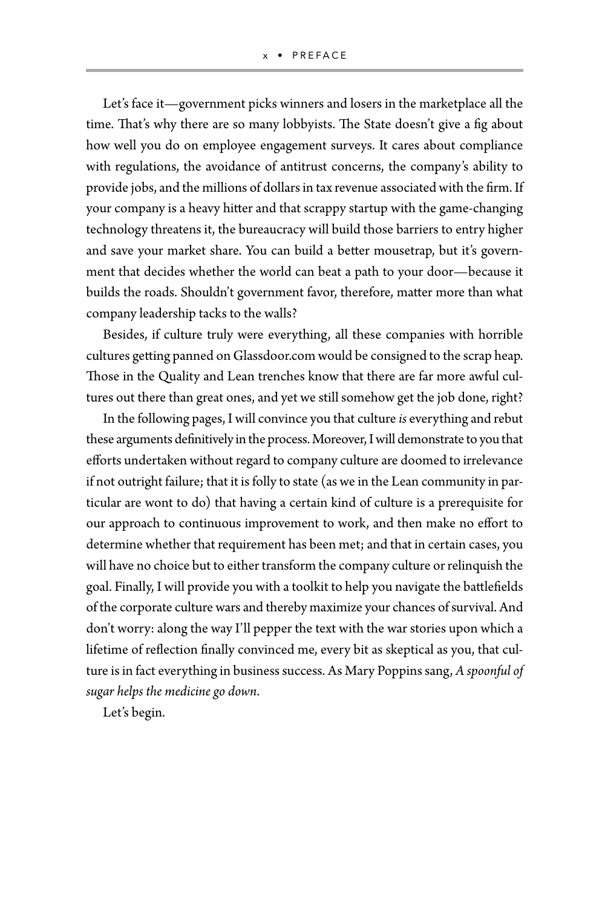Let's face it—government picks winners and losers in the marketplace all the time. That's why there are so many lobbyists. The State doesn't give a fig about how well you do on employee engagement surveys. It cares about compliance with regulations, the avoidance of antitrust concerns, the company's ability to provide jobs, and the millions of dollars in tax revenue associated with the firm. If your company is a heavy hitter and that scrappy startup with the game-changing technology threatens it, the bureaucracy will build those barriers to entry higher and save your market share. You can build a better mousetrap, but it's government that decides whether the world can beat a path to your door—because it builds the roads. Shouldn't government favor, therefore, matter more than what company leadership tacks to the walls?

Besides, if culture truly were everything, all these companies with horrible cultures getting panned on Glassdoor.com would be consigned to the scrap heap. Those in the Quality and Lean trenches know that there are far more awful cultures out there than great ones, and yet we still somehow get the job done, right?

In the following pages, I will convince you that culture *is* everything and rebut these arguments definitively in the process. Moreover, I will demonstrate to you that efforts undertaken without regard to company culture are doomed to irrelevance if not outright failure; that it is folly to state (as we in the Lean community in particular are wont to do) that having a certain kind of culture is a prerequisite for our approach to continuous improvement to work, and then make no effort to determine whether that requirement has been met; and that in certain cases, you will have no choice but to either transform the company culture or relinquish the goal. Finally, I will provide you with a toolkit to help you navigate the battlefields of the corporate culture wars and thereby maximize your chances of survival. And don't worry: along the way I'll pepper the text with the war stories upon which a lifetime of reflection finally convinced me, every bit as skeptical as you, that culture is in fact everything in business success. As Mary Poppins sang, *A spoonful of sugar helps the medicine go down*.

Let's begin.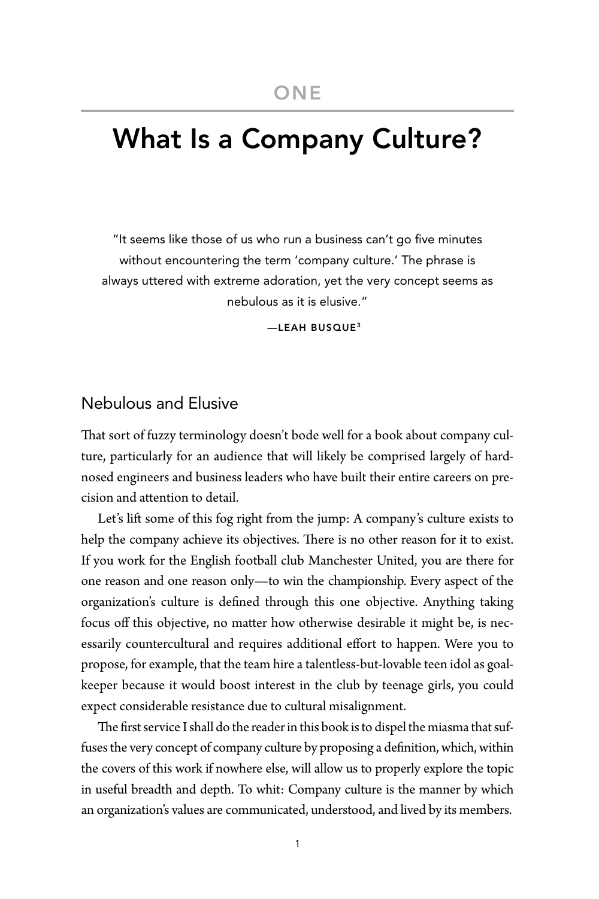# ONE

# What Is a Company Culture?

> "It seems like those of us who run a business can't go five minutes without encountering the term 'company culture.' The phrase is always uttered with extreme adoration, yet the very concept seems as nebulous as it is elusive."
>
> —LEAH BUSQUE[3]

## Nebulous and Elusive

That sort of fuzzy terminology doesn't bode well for a book about company culture, particularly for an audience that will likely be comprised largely of hard-nosed engineers and business leaders who have built their entire careers on precision and attention to detail.

Let's lift some of this fog right from the jump: A company's culture exists to help the company achieve its objectives. There is no other reason for it to exist. If you work for the English football club Manchester United, you are there for one reason and one reason only—to win the championship. Every aspect of the organization's culture is defined through this one objective. Anything taking focus off this objective, no matter how otherwise desirable it might be, is necessarily countercultural and requires additional effort to happen. Were you to propose, for example, that the team hire a talentless-but-lovable teen idol as goalkeeper because it would boost interest in the club by teenage girls, you could expect considerable resistance due to cultural misalignment.

The first service I shall do the reader in this book is to dispel the miasma that suffuses the very concept of company culture by proposing a definition, which, within the covers of this work if nowhere else, will allow us to properly explore the topic in useful breadth and depth. To whit: Company culture is the manner by which an organization's values are communicated, understood, and lived by its members.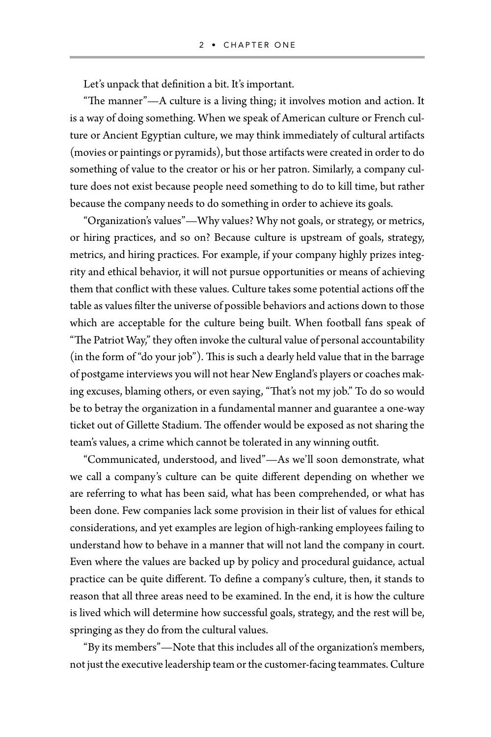Let's unpack that definition a bit. It's important.

"The manner"—A culture is a living thing; it involves motion and action. It is a way of doing something. When we speak of American culture or French culture or Ancient Egyptian culture, we may think immediately of cultural artifacts (movies or paintings or pyramids), but those artifacts were created in order to do something of value to the creator or his or her patron. Similarly, a company culture does not exist because people need something to do to kill time, but rather because the company needs to do something in order to achieve its goals.

"Organization's values"—Why values? Why not goals, or strategy, or metrics, or hiring practices, and so on? Because culture is upstream of goals, strategy, metrics, and hiring practices. For example, if your company highly prizes integrity and ethical behavior, it will not pursue opportunities or means of achieving them that conflict with these values. Culture takes some potential actions off the table as values filter the universe of possible behaviors and actions down to those which are acceptable for the culture being built. When football fans speak of "The Patriot Way," they often invoke the cultural value of personal accountability (in the form of "do your job"). This is such a dearly held value that in the barrage of postgame interviews you will not hear New England's players or coaches making excuses, blaming others, or even saying, "That's not my job." To do so would be to betray the organization in a fundamental manner and guarantee a one-way ticket out of Gillette Stadium. The offender would be exposed as not sharing the team's values, a crime which cannot be tolerated in any winning outfit.

"Communicated, understood, and lived"—As we'll soon demonstrate, what we call a company's culture can be quite different depending on whether we are referring to what has been said, what has been comprehended, or what has been done. Few companies lack some provision in their list of values for ethical considerations, and yet examples are legion of high-ranking employees failing to understand how to behave in a manner that will not land the company in court. Even where the values are backed up by policy and procedural guidance, actual practice can be quite different. To define a company's culture, then, it stands to reason that all three areas need to be examined. In the end, it is how the culture is lived which will determine how successful goals, strategy, and the rest will be, springing as they do from the cultural values.

"By its members"—Note that this includes all of the organization's members, not just the executive leadership team or the customer-facing teammates. Culture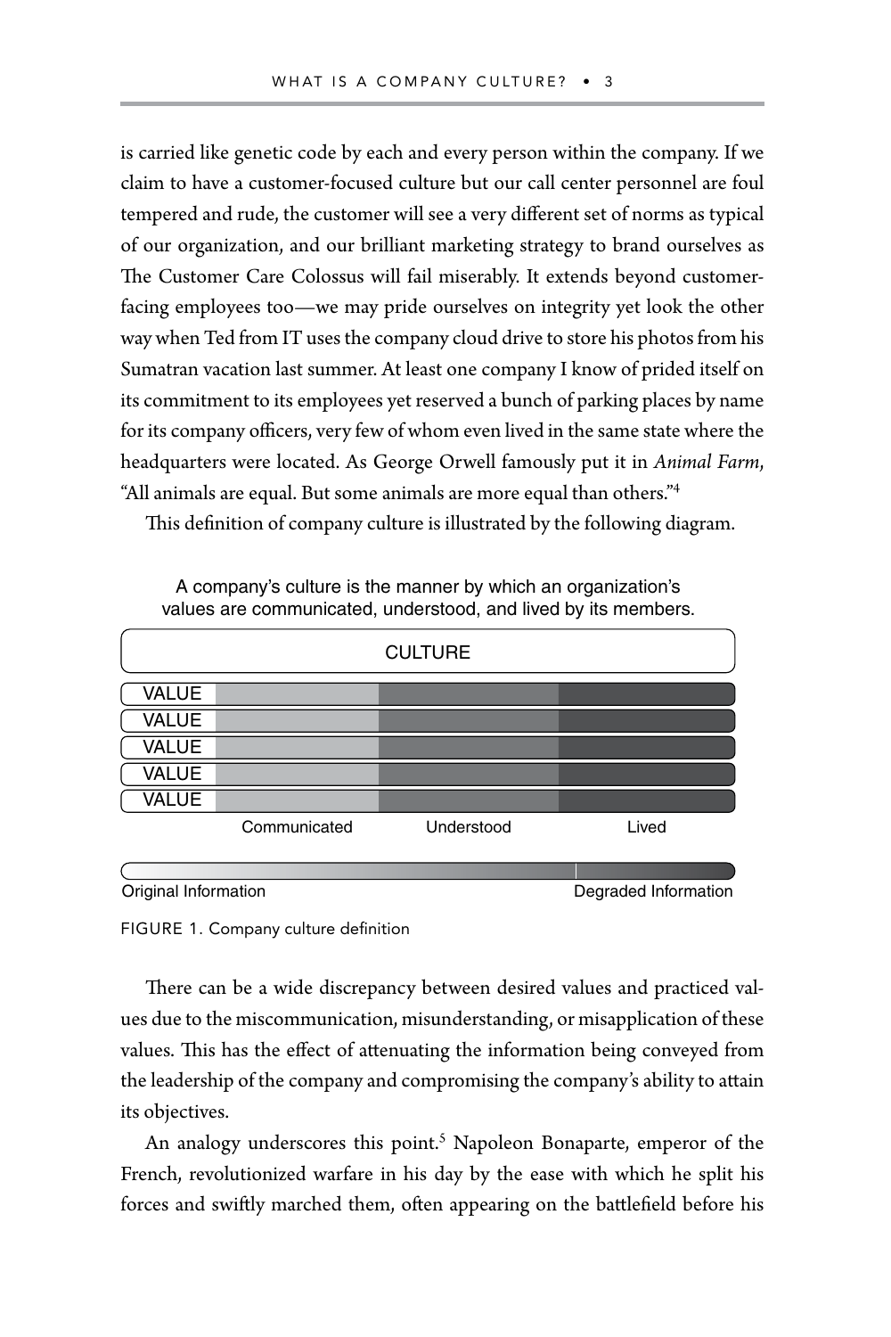is carried like genetic code by each and every person within the company. If we claim to have a customer-focused culture but our call center personnel are foul tempered and rude, the customer will see a very different set of norms as typical of our organization, and our brilliant marketing strategy to brand ourselves as The Customer Care Colossus will fail miserably. It extends beyond customer-facing employees too—we may pride ourselves on integrity yet look the other way when Ted from IT uses the company cloud drive to store his photos from his Sumatran vacation last summer. At least one company I know of prided itself on its commitment to its employees yet reserved a bunch of parking places by name for its company officers, very few of whom even lived in the same state where the headquarters were located. As George Orwell famously put it in *Animal Farm*, "All animals are equal. But some animals are more equal than others."[4]

This definition of company culture is illustrated by the following diagram.

A company's culture is the manner by which an organization's values are communicated, understood, and lived by its members.

CULTURE

| | Communicated | Understood | Lived |
|---|---|---|---|
| VALUE | | | |
| VALUE | | | |
| VALUE | | | |
| VALUE | | | |
| VALUE | | | |

Original Information → Degraded Information

FIGURE 1. Company culture definition

There can be a wide discrepancy between desired values and practiced values due to the miscommunication, misunderstanding, or misapplication of these values. This has the effect of attenuating the information being conveyed from the leadership of the company and compromising the company's ability to attain its objectives.

An analogy underscores this point.[5] Napoleon Bonaparte, emperor of the French, revolutionized warfare in his day by the ease with which he split his forces and swiftly marched them, often appearing on the battlefield before his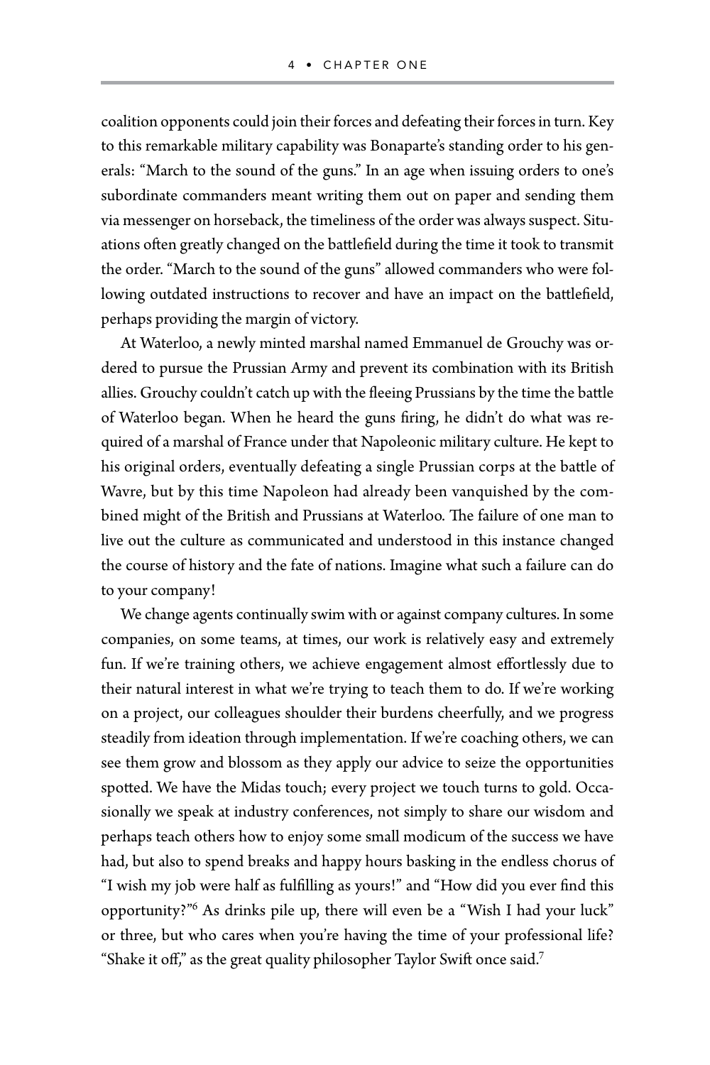coalition opponents could join their forces and defeating their forces in turn. Key to this remarkable military capability was Bonaparte's standing order to his generals: "March to the sound of the guns." In an age when issuing orders to one's subordinate commanders meant writing them out on paper and sending them via messenger on horseback, the timeliness of the order was always suspect. Situations often greatly changed on the battlefield during the time it took to transmit the order. "March to the sound of the guns" allowed commanders who were following outdated instructions to recover and have an impact on the battlefield, perhaps providing the margin of victory.

At Waterloo, a newly minted marshal named Emmanuel de Grouchy was ordered to pursue the Prussian Army and prevent its combination with its British allies. Grouchy couldn't catch up with the fleeing Prussians by the time the battle of Waterloo began. When he heard the guns firing, he didn't do what was required of a marshal of France under that Napoleonic military culture. He kept to his original orders, eventually defeating a single Prussian corps at the battle of Wavre, but by this time Napoleon had already been vanquished by the combined might of the British and Prussians at Waterloo. The failure of one man to live out the culture as communicated and understood in this instance changed the course of history and the fate of nations. Imagine what such a failure can do to your company!

We change agents continually swim with or against company cultures. In some companies, on some teams, at times, our work is relatively easy and extremely fun. If we're training others, we achieve engagement almost effortlessly due to their natural interest in what we're trying to teach them to do. If we're working on a project, our colleagues shoulder their burdens cheerfully, and we progress steadily from ideation through implementation. If we're coaching others, we can see them grow and blossom as they apply our advice to seize the opportunities spotted. We have the Midas touch; every project we touch turns to gold. Occasionally we speak at industry conferences, not simply to share our wisdom and perhaps teach others how to enjoy some small modicum of the success we have had, but also to spend breaks and happy hours basking in the endless chorus of "I wish my job were half as fulfilling as yours!" and "How did you ever find this opportunity?"[6] As drinks pile up, there will even be a "Wish I had your luck" or three, but who cares when you're having the time of your professional life? "Shake it off," as the great quality philosopher Taylor Swift once said.[7]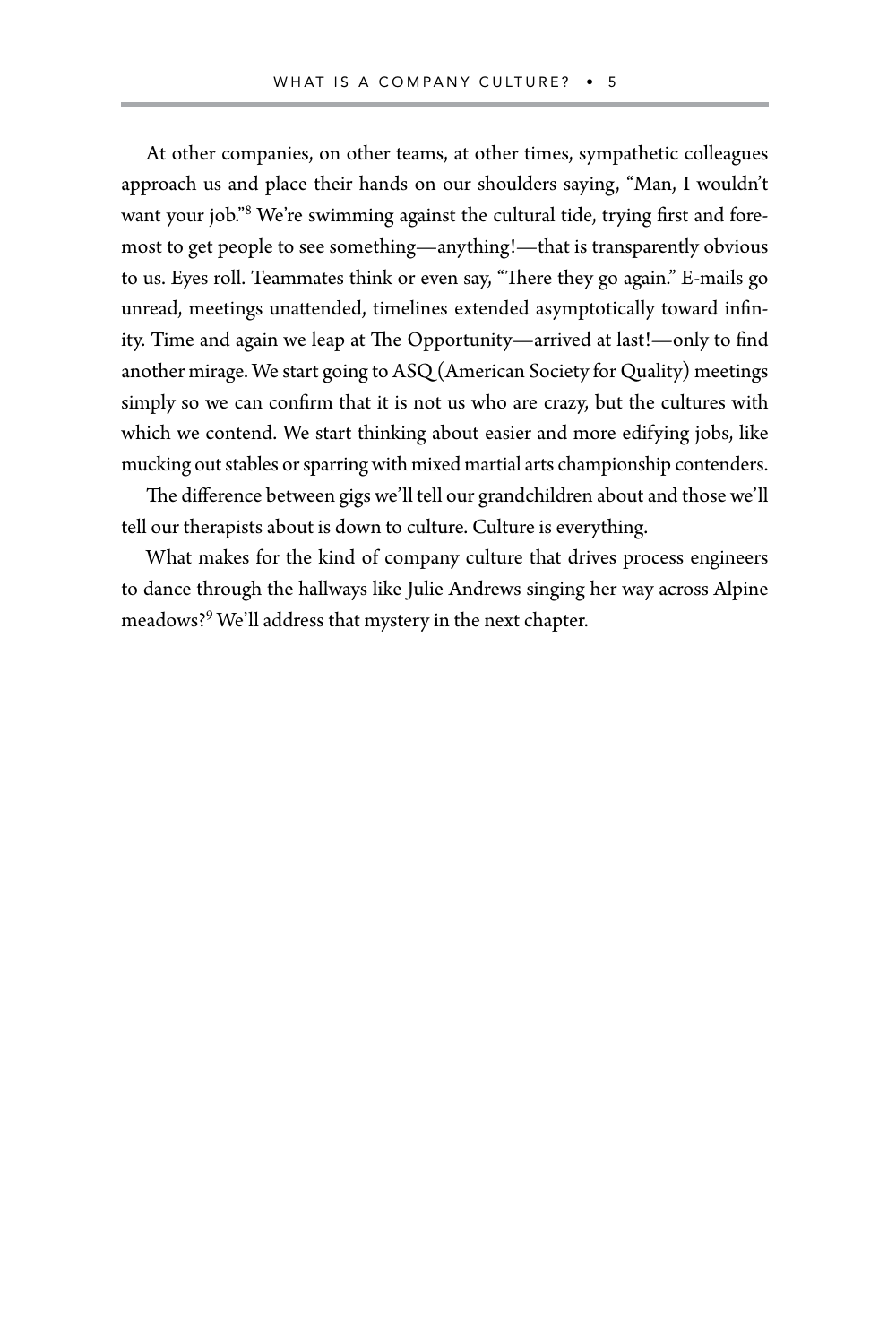At other companies, on other teams, at other times, sympathetic colleagues approach us and place their hands on our shoulders saying, "Man, I wouldn't want your job."[8] We're swimming against the cultural tide, trying first and foremost to get people to see something—anything!—that is transparently obvious to us. Eyes roll. Teammates think or even say, "There they go again." E-mails go unread, meetings unattended, timelines extended asymptotically toward infinity. Time and again we leap at The Opportunity—arrived at last!—only to find another mirage. We start going to ASQ (American Society for Quality) meetings simply so we can confirm that it is not us who are crazy, but the cultures with which we contend. We start thinking about easier and more edifying jobs, like mucking out stables or sparring with mixed martial arts championship contenders.

The difference between gigs we'll tell our grandchildren about and those we'll tell our therapists about is down to culture. Culture is everything.

What makes for the kind of company culture that drives process engineers to dance through the hallways like Julie Andrews singing her way across Alpine meadows?[9] We'll address that mystery in the next chapter.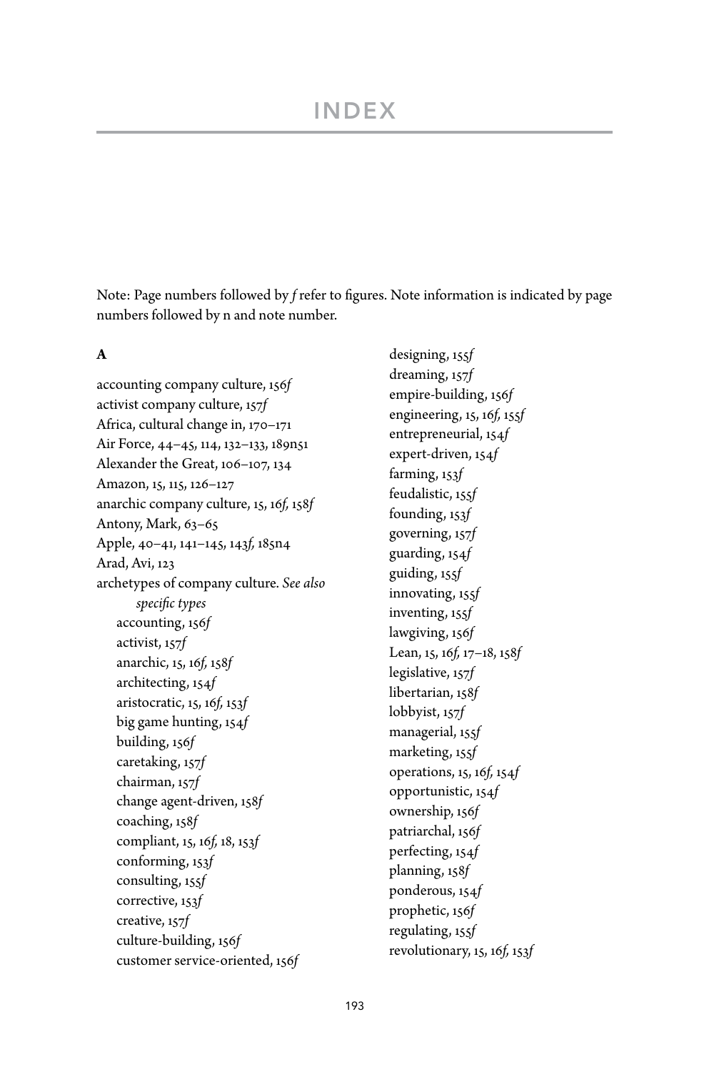# INDEX

Note: Page numbers followed by *f* refer to figures. Note information is indicated by page numbers followed by n and note number.

**A**

accounting company culture, 156*f*
activist company culture, 157*f*
Africa, cultural change in, 170–171
Air Force, 44–45, 114, 132–133, 189n51
Alexander the Great, 106–107, 134
Amazon, 15, 115, 126–127
anarchic company culture, 15, 16*f*, 158*f*
Antony, Mark, 63–65
Apple, 40–41, 141–145, 143*f*, 185n4
Arad, Avi, 123
archetypes of company culture. *See also specific types*
  accounting, 156*f*
  activist, 157*f*
  anarchic, 15, 16*f*, 158*f*
  architecting, 154*f*
  aristocratic, 15, 16*f*, 153*f*
  big game hunting, 154*f*
  building, 156*f*
  caretaking, 157*f*
  chairman, 157*f*
  change agent-driven, 158*f*
  coaching, 158*f*
  compliant, 15, 16*f*, 18, 153*f*
  conforming, 153*f*
  consulting, 155*f*
  corrective, 153*f*
  creative, 157*f*
  culture-building, 156*f*
  customer service-oriented, 156*f*
  designing, 155*f*
  dreaming, 157*f*
  empire-building, 156*f*
  engineering, 15, 16*f*, 155*f*
  entrepreneurial, 154*f*
  expert-driven, 154*f*
  farming, 153*f*
  feudalistic, 155*f*
  founding, 153*f*
  governing, 157*f*
  guarding, 154*f*
  guiding, 155*f*
  innovating, 155*f*
  inventing, 155*f*
  lawgiving, 156*f*
  Lean, 15, 16*f*, 17–18, 158*f*
  legislative, 157*f*
  libertarian, 158*f*
  lobbyist, 157*f*
  managerial, 155*f*
  marketing, 155*f*
  operations, 15, 16*f*, 154*f*
  opportunistic, 154*f*
  ownership, 156*f*
  patriarchal, 156*f*
  perfecting, 154*f*
  planning, 158*f*
  ponderous, 154*f*
  prophetic, 156*f*
  regulating, 155*f*
  revolutionary, 15, 16*f*, 153*f*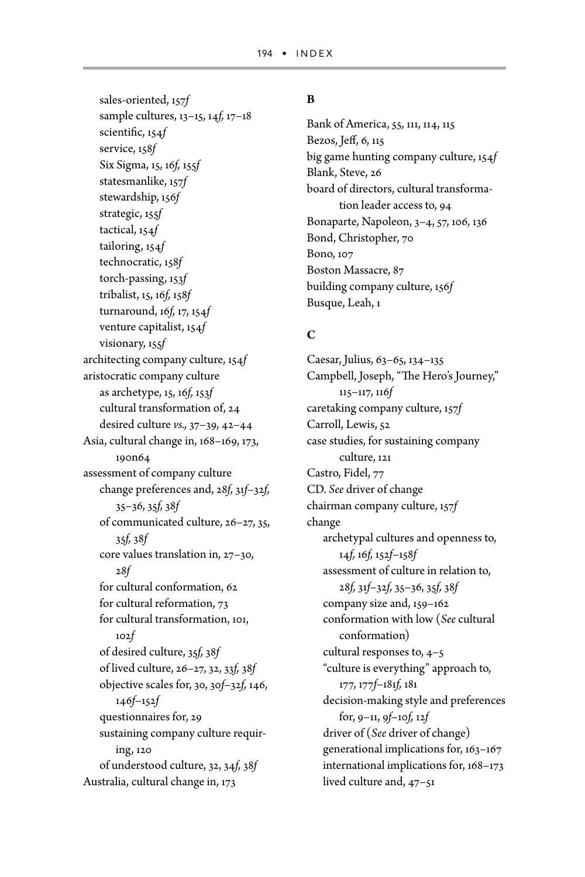sales-oriented, 157*f*
sample cultures, 13–15, 14*f*, 17–18
scientific, 154*f*
service, 158*f*
Six Sigma, 15, 16*f*, 155*f*
statesmanlike, 157*f*
stewardship, 156*f*
strategic, 155*f*
tactical, 154*f*
tailoring, 154*f*
technocratic, 158*f*
torch-passing, 153*f*
tribalist, 15, 16*f*, 158*f*
turnaround, 16*f*, 17, 154*f*
venture capitalist, 154*f*
visionary, 155*f*

architecting company culture, 154*f*

aristocratic company culture
as archetype, 15, 16*f*, 153*f*
cultural transformation of, 24
desired culture *vs.*, 37–39, 42–44

Asia, cultural change in, 168–169, 173, 190n64

assessment of company culture
change preferences and, 28*f*, 31*f*–32*f*, 35–36, 35*f*, 38*f*
of communicated culture, 26–27, 35, 35*f*, 38*f*
core values translation in, 27–30, 28*f*
for cultural conformation, 62
for cultural reformation, 73
for cultural transformation, 101, 102*f*
of desired culture, 35*f*, 38*f*
of lived culture, 26–27, 32, 33*f*, 38*f*
objective scales for, 30, 30*f*–32*f*, 146, 146*f*–152*f*
questionnaires for, 29
sustaining company culture requiring, 120
of understood culture, 32, 34*f*, 38*f*

Australia, cultural change in, 173

**B**

Bank of America, 55, 111, 114, 115
Bezos, Jeff, 6, 115
big game hunting company culture, 154*f*
Blank, Steve, 26
board of directors, cultural transformation leader access to, 94
Bonaparte, Napoleon, 3–4, 57, 106, 136
Bond, Christopher, 70
Bono, 107
Boston Massacre, 87
building company culture, 156*f*
Busque, Leah, 1

**C**

Caesar, Julius, 63–65, 134–135
Campbell, Joseph, "The Hero's Journey," 115–117, 116*f*
caretaking company culture, 157*f*
Carroll, Lewis, 52
case studies, for sustaining company culture, 121
Castro, Fidel, 77
CD. *See* driver of change
chairman company culture, 157*f*
change
archetypal cultures and openness to, 14*f*, 16*f*, 152*f*–158*f*
assessment of culture in relation to, 28*f*, 31*f*–32*f*, 35–36, 35*f*, 38*f*
company size and, 159–162
conformation with low (*See* cultural conformation)
cultural responses to, 4–5
"culture is everything" approach to, 177, 177*f*–181*f*, 181
decision-making style and preferences for, 9–11, 9*f*–10*f*, 12*f*
driver of (*See* driver of change)
generational implications for, 163–167
international implications for, 168–173
lived culture and, 47–51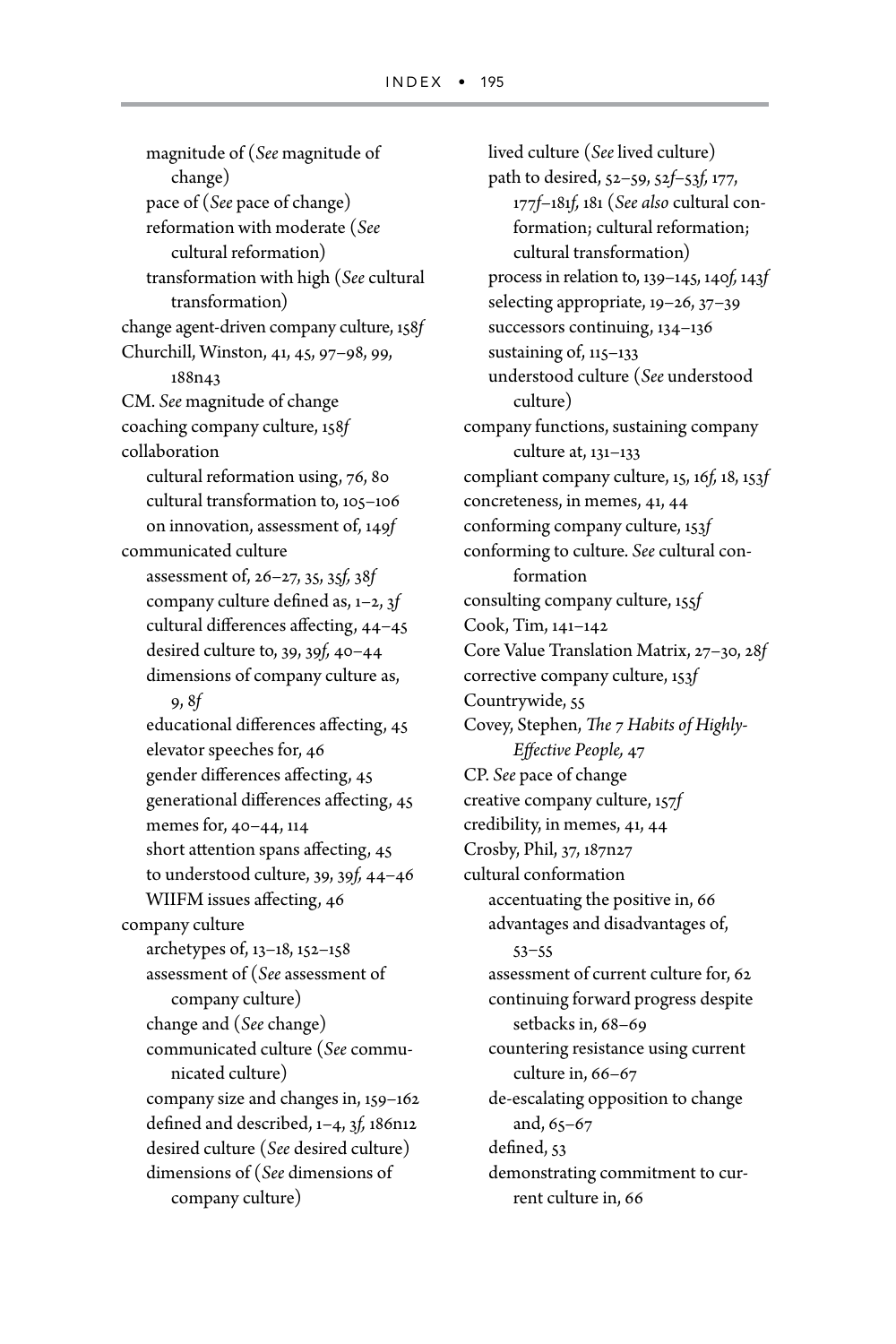- magnitude of (*See* magnitude of change)
- pace of (*See* pace of change)
- reformation with moderate (*See* cultural reformation)
- transformation with high (*See* cultural transformation)

change agent-driven company culture, 158*f*
Churchill, Winston, 41, 45, 97–98, 99, 188n43
CM. *See* magnitude of change
coaching company culture, 158*f*
collaboration
- cultural reformation using, 76, 80
- cultural transformation to, 105–106
- on innovation, assessment of, 149*f*

communicated culture
- assessment of, 26–27, 35, 35*f*, 38*f*
- company culture defined as, 1–2, 3*f*
- cultural differences affecting, 44–45
- desired culture to, 39, 39*f*, 40–44
- dimensions of company culture as, 9, 8*f*
- educational differences affecting, 45
- elevator speeches for, 46
- gender differences affecting, 45
- generational differences affecting, 45
- memes for, 40–44, 114
- short attention spans affecting, 45
- to understood culture, 39, 39*f*, 44–46
- WIIFM issues affecting, 46

company culture
- archetypes of, 13–18, 152–158
- assessment of (*See* assessment of company culture)
- change and (*See* change)
- communicated culture (*See* communicated culture)
- company size and changes in, 159–162
- defined and described, 1–4, 3*f*, 186n12
- desired culture (*See* desired culture)
- dimensions of (*See* dimensions of company culture)
- lived culture (*See* lived culture)
- path to desired, 52–59, 52*f*–53*f*, 177, 177*f*–181*f*, 181 (*See also* cultural conformation; cultural reformation; cultural transformation)
- process in relation to, 139–145, 140*f*, 143*f*
- selecting appropriate, 19–26, 37–39
- successors continuing, 134–136
- sustaining of, 115–133
- understood culture (*See* understood culture)

company functions, sustaining company culture at, 131–133
compliant company culture, 15, 16*f*, 18, 153*f*
concreteness, in memes, 41, 44
conforming company culture, 153*f*
conforming to culture. *See* cultural conformation
consulting company culture, 155*f*
Cook, Tim, 141–142
Core Value Translation Matrix, 27–30, 28*f*
corrective company culture, 153*f*
Countrywide, 55
Covey, Stephen, *The 7 Habits of Highly-Effective People,* 47
CP. *See* pace of change
creative company culture, 157*f*
credibility, in memes, 41, 44
Crosby, Phil, 37, 187n27
cultural conformation
- accentuating the positive in, 66
- advantages and disadvantages of, 53–55
- assessment of current culture for, 62
- continuing forward progress despite setbacks in, 68–69
- countering resistance using current culture in, 66–67
- de-escalating opposition to change and, 65–67
- defined, 53
- demonstrating commitment to current culture in, 66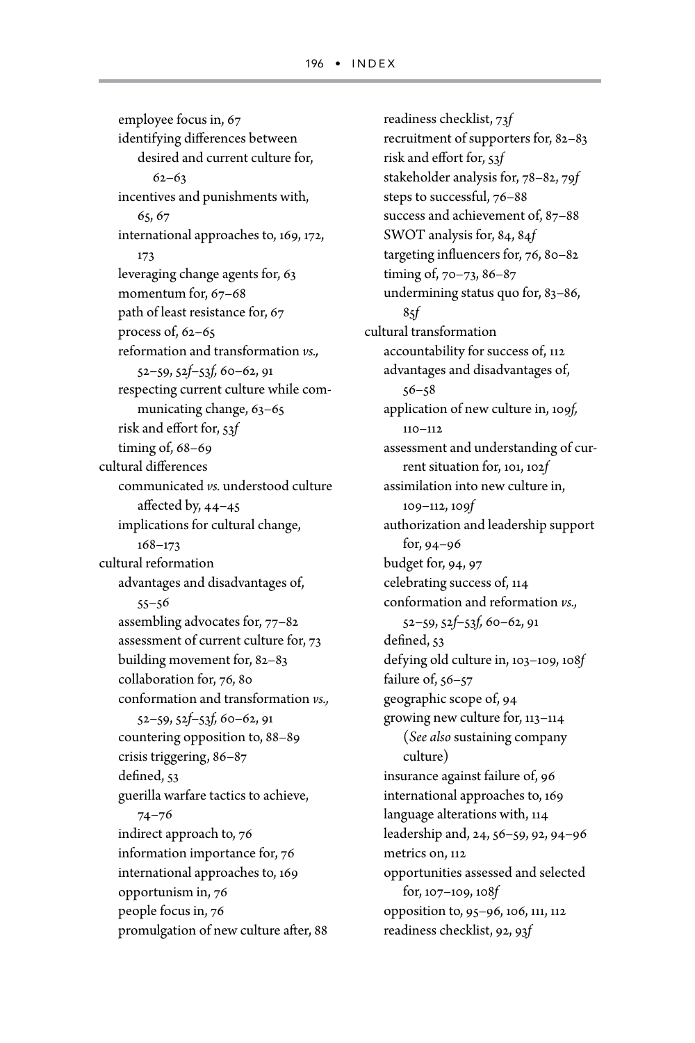employee focus in, 67
identifying differences between desired and current culture for, 62–63
incentives and punishments with, 65, 67
international approaches to, 169, 172, 173
leveraging change agents for, 63
momentum for, 67–68
path of least resistance for, 67
process of, 62–65
reformation and transformation *vs.,* 52–59, 52*f*–53*f,* 60–62, 91
respecting current culture while communicating change, 63–65
risk and effort for, 53*f*
timing of, 68–69

cultural differences
communicated *vs.* understood culture affected by, 44–45
implications for cultural change, 168–173

cultural reformation
advantages and disadvantages of, 55–56
assembling advocates for, 77–82
assessment of current culture for, 73
building movement for, 82–83
collaboration for, 76, 80
conformation and transformation *vs.,* 52–59, 52*f*–53*f,* 60–62, 91
countering opposition to, 88–89
crisis triggering, 86–87
defined, 53
guerilla warfare tactics to achieve, 74–76
indirect approach to, 76
information importance for, 76
international approaches to, 169
opportunism in, 76
people focus in, 76
promulgation of new culture after, 88
readiness checklist, 73*f*
recruitment of supporters for, 82–83
risk and effort for, 53*f*
stakeholder analysis for, 78–82, 79*f*
steps to successful, 76–88
success and achievement of, 87–88
SWOT analysis for, 84, 84*f*
targeting influencers for, 76, 80–82
timing of, 70–73, 86–87
undermining status quo for, 83–86, 85*f*

cultural transformation
accountability for success of, 112
advantages and disadvantages of, 56–58
application of new culture in, 109*f,* 110–112
assessment and understanding of current situation for, 101, 102*f*
assimilation into new culture in, 109–112, 109*f*
authorization and leadership support for, 94–96
budget for, 94, 97
celebrating success of, 114
conformation and reformation *vs.,* 52–59, 52*f*–53*f,* 60–62, 91
defined, 53
defying old culture in, 103–109, 108*f*
failure of, 56–57
geographic scope of, 94
growing new culture for, 113–114 (*See also* sustaining company culture)
insurance against failure of, 96
international approaches to, 169
language alterations with, 114
leadership and, 24, 56–59, 92, 94–96
metrics on, 112
opportunities assessed and selected for, 107–109, 108*f*
opposition to, 95–96, 106, 111, 112
readiness checklist, 92, 93*f*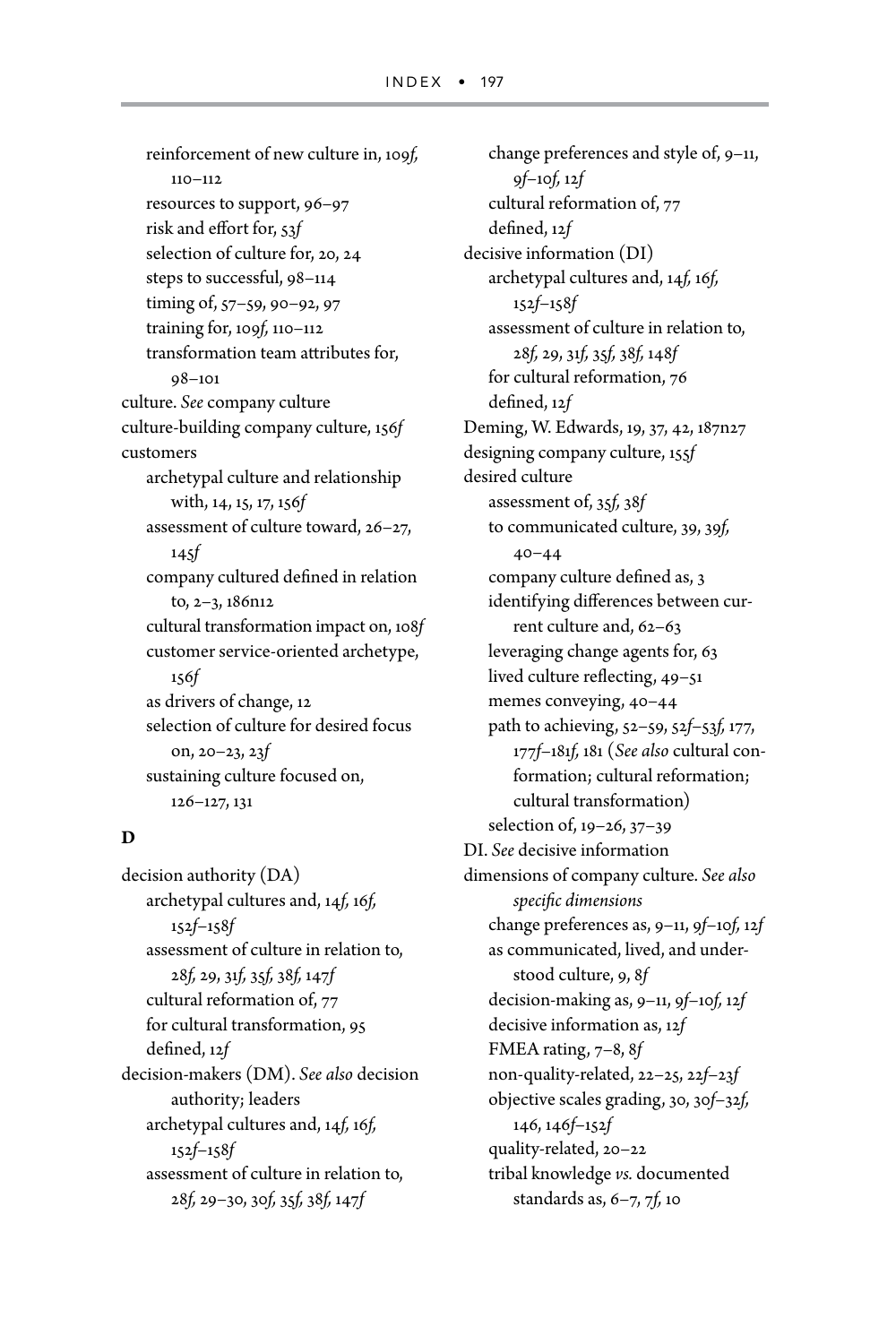reinforcement of new culture in, 109*f*, 110–112
resources to support, 96–97
risk and effort for, 53*f*
selection of culture for, 20, 24
steps to successful, 98–114
timing of, 57–59, 90–92, 97
training for, 109*f*, 110–112
transformation team attributes for, 98–101

culture. *See* company culture

culture-building company culture, 156*f*

customers
- archetypal culture and relationship with, 14, 15, 17, 156*f*
- assessment of culture toward, 26–27, 145*f*
- company cultured defined in relation to, 2–3, 186n12
- cultural transformation impact on, 108*f*
- customer service-oriented archetype, 156*f*
- as drivers of change, 12
- selection of culture for desired focus on, 20–23, 23*f*
- sustaining culture focused on, 126–127, 131

## D

decision authority (DA)
- archetypal cultures and, 14*f*, 16*f*, 152*f*–158*f*
- assessment of culture in relation to, 28*f*, 29, 31*f*, 35*f*, 38*f*, 147*f*
- cultural reformation of, 77
- for cultural transformation, 95
- defined, 12*f*

decision-makers (DM). *See also* decision authority; leaders
- archetypal cultures and, 14*f*, 16*f*, 152*f*–158*f*
- assessment of culture in relation to, 28*f*, 29–30, 30*f*, 35*f*, 38*f*, 147*f*
- change preferences and style of, 9–11, 9*f*–10*f*, 12*f*
- cultural reformation of, 77
- defined, 12*f*

decisive information (DI)
- archetypal cultures and, 14*f*, 16*f*, 152*f*–158*f*
- assessment of culture in relation to, 28*f*, 29, 31*f*, 35*f*, 38*f*, 148*f*
- for cultural reformation, 76
- defined, 12*f*

Deming, W. Edwards, 19, 37, 42, 187n27

designing company culture, 155*f*

desired culture
- assessment of, 35*f*, 38*f*
- to communicated culture, 39, 39*f*, 40–44
- company culture defined as, 3
- identifying differences between current culture and, 62–63
- leveraging change agents for, 63
- lived culture reflecting, 49–51
- memes conveying, 40–44
- path to achieving, 52–59, 52*f*–53*f*, 177, 177*f*–181*f*, 181 (*See also* cultural conformation; cultural reformation; cultural transformation)
- selection of, 19–26, 37–39

DI. *See* decisive information

dimensions of company culture. *See also specific dimensions*
- change preferences as, 9–11, 9*f*–10*f*, 12*f*
- as communicated, lived, and understood culture, 9, 8*f*
- decision-making as, 9–11, 9*f*–10*f*, 12*f*
- decisive information as, 12*f*
- FMEA rating, 7–8, 8*f*
- non-quality-related, 22–25, 22*f*–23*f*
- objective scales grading, 30, 30*f*–32*f*, 146, 146*f*–152*f*
- quality-related, 20–22
- tribal knowledge *vs.* documented standards as, 6–7, 7*f*, 10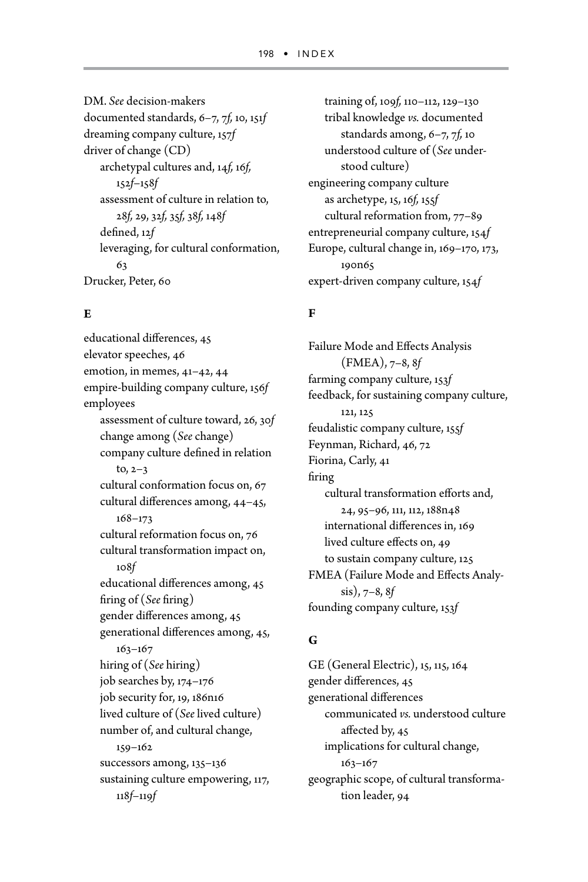DM. *See* decision-makers
documented standards, 6–7, 7*f*, 10, 151*f*
dreaming company culture, 157*f*
driver of change (CD)
- archetypal cultures and, 14*f*, 16*f*, 152*f*–158*f*
- assessment of culture in relation to, 28*f*, 29, 32*f*, 35*f*, 38*f*, 148*f*
- defined, 12*f*
- leveraging, for cultural conformation, 63

Drucker, Peter, 60

### E

educational differences, 45
elevator speeches, 46
emotion, in memes, 41–42, 44
empire-building company culture, 156*f*
employees
- assessment of culture toward, 26, 30*f*
- change among (*See* change)
- company culture defined in relation to, 2–3
- cultural conformation focus on, 67
- cultural differences among, 44–45, 168–173
- cultural reformation focus on, 76
- cultural transformation impact on, 108*f*
- educational differences among, 45
- firing of (*See* firing)
- gender differences among, 45
- generational differences among, 45, 163–167
- hiring of (*See* hiring)
- job searches by, 174–176
- job security for, 19, 186n16
- lived culture of (*See* lived culture)
- number of, and cultural change, 159–162
- successors among, 135–136
- sustaining culture empowering, 117, 118*f*–119*f*
- training of, 109*f*, 110–112, 129–130
- tribal knowledge *vs.* documented standards among, 6–7, 7*f*, 10
- understood culture of (*See* understood culture)

engineering company culture
- as archetype, 15, 16*f*, 155*f*
- cultural reformation from, 77–89

entrepreneurial company culture, 154*f*
Europe, cultural change in, 169–170, 173, 190n65
expert-driven company culture, 154*f*

### F

Failure Mode and Effects Analysis (FMEA), 7–8, 8*f*
farming company culture, 153*f*
feedback, for sustaining company culture, 121, 125
feudalistic company culture, 155*f*
Feynman, Richard, 46, 72
Fiorina, Carly, 41
firing
- cultural transformation efforts and, 24, 95–96, 111, 112, 188n48
- international differences in, 169
- lived culture effects on, 49
- to sustain company culture, 125

FMEA (Failure Mode and Effects Analysis), 7–8, 8*f*
founding company culture, 153*f*

### G

GE (General Electric), 15, 115, 164
gender differences, 45
generational differences
- communicated *vs.* understood culture affected by, 45
- implications for cultural change, 163–167

geographic scope, of cultural transformation leader, 94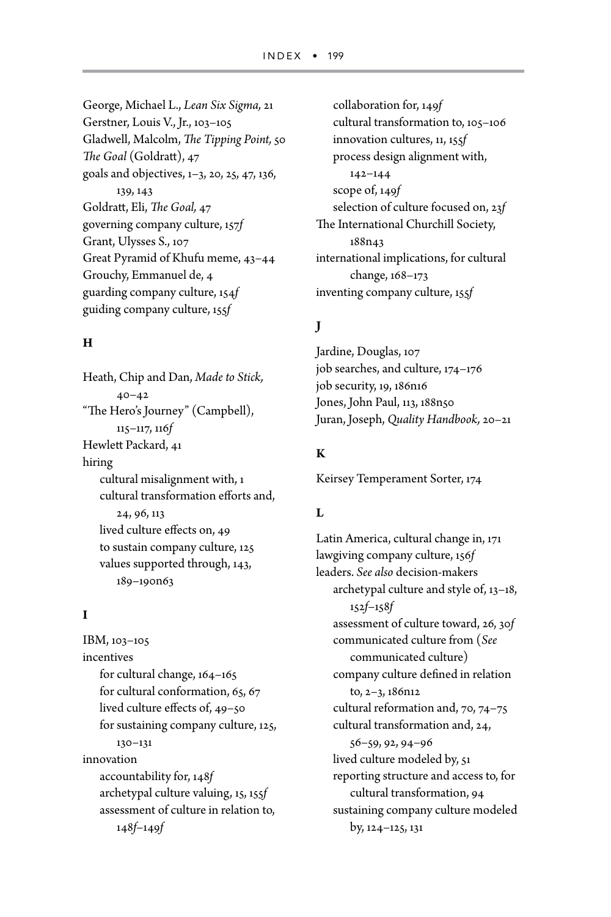George, Michael L., *Lean Six Sigma,* 21
Gerstner, Louis V., Jr., 103–105
Gladwell, Malcolm, *The Tipping Point,* 50
*The Goal* (Goldratt), 47
goals and objectives, 1–3, 20, 25, 47, 136, 139, 143
Goldratt, Eli, *The Goal,* 47
governing company culture, 157*f*
Grant, Ulysses S., 107
Great Pyramid of Khufu meme, 43–44
Grouchy, Emmanuel de, 4
guarding company culture, 154*f*
guiding company culture, 155*f*

**H**

Heath, Chip and Dan, *Made to Stick,* 40–42
"The Hero's Journey" (Campbell), 115–117, 116*f*
Hewlett Packard, 41
hiring
- cultural misalignment with, 1
- cultural transformation efforts and, 24, 96, 113
- lived culture effects on, 49
- to sustain company culture, 125
- values supported through, 143, 189–190n63

**I**

IBM, 103–105
incentives
- for cultural change, 164–165
- for cultural conformation, 65, 67
- lived culture effects of, 49–50
- for sustaining company culture, 125, 130–131

innovation
- accountability for, 148*f*
- archetypal culture valuing, 15, 155*f*
- assessment of culture in relation to, 148*f*–149*f*
- collaboration for, 149*f*
- cultural transformation to, 105–106
- innovation cultures, 11, 155*f*
- process design alignment with, 142–144
- scope of, 149*f*
- selection of culture focused on, 23*f*

The International Churchill Society, 188n43
international implications, for cultural change, 168–173
inventing company culture, 155*f*

**J**

Jardine, Douglas, 107
job searches, and culture, 174–176
job security, 19, 186n16
Jones, John Paul, 113, 188n50
Juran, Joseph, *Quality Handbook,* 20–21

**K**

Keirsey Temperament Sorter, 174

**L**

Latin America, cultural change in, 171
lawgiving company culture, 156*f*
leaders. *See also* decision-makers
- archetypal culture and style of, 13–18, 152*f*–158*f*
- assessment of culture toward, 26, 30*f*
- communicated culture from (*See* communicated culture)
- company culture defined in relation to, 2–3, 186n12
- cultural reformation and, 70, 74–75
- cultural transformation and, 24, 56–59, 92, 94–96
- lived culture modeled by, 51
- reporting structure and access to, for cultural transformation, 94
- sustaining company culture modeled by, 124–125, 131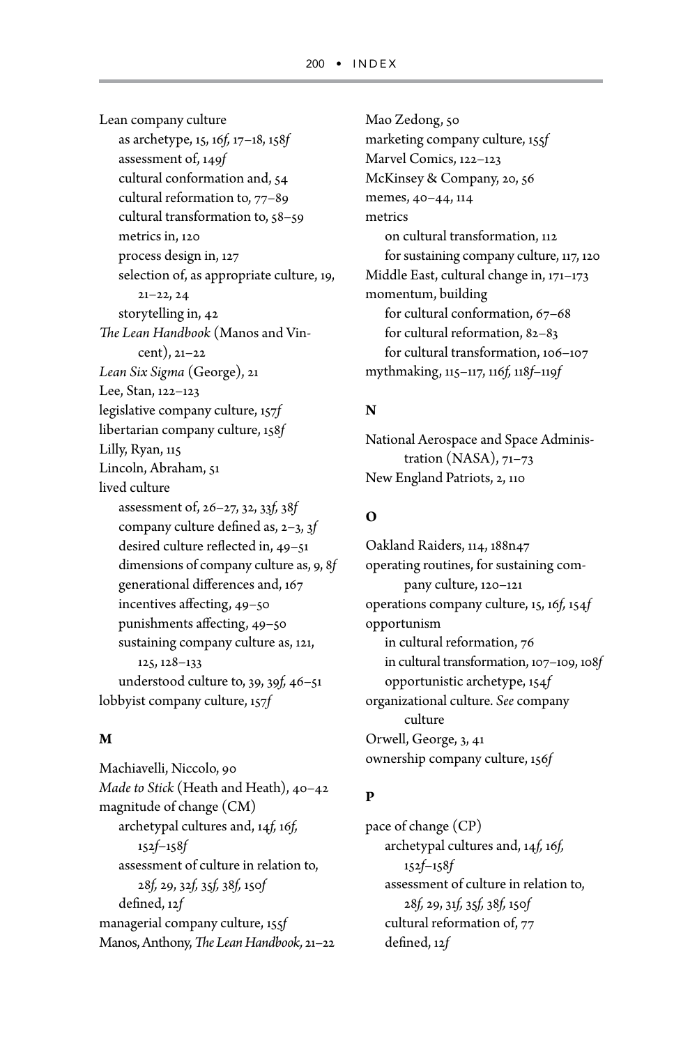Lean company culture
- as archetype, 15, 16*f*, 17–18, 158*f*
- assessment of, 149*f*
- cultural conformation and, 54
- cultural reformation to, 77–89
- cultural transformation to, 58–59
- metrics in, 120
- process design in, 127
- selection of, as appropriate culture, 19, 21–22, 24
- storytelling in, 42

*The Lean Handbook* (Manos and Vincent), 21–22
*Lean Six Sigma* (George), 21
Lee, Stan, 122–123
legislative company culture, 157*f*
libertarian company culture, 158*f*
Lilly, Ryan, 115
Lincoln, Abraham, 51
lived culture
- assessment of, 26–27, 32, 33*f*, 38*f*
- company culture defined as, 2–3, 3*f*
- desired culture reflected in, 49–51
- dimensions of company culture as, 9, 8*f*
- generational differences and, 167
- incentives affecting, 49–50
- punishments affecting, 49–50
- sustaining company culture as, 121, 125, 128–133
- understood culture to, 39, 39*f*, 46–51

lobbyist company culture, 157*f*

**M**

Machiavelli, Niccolo, 90
*Made to Stick* (Heath and Heath), 40–42
magnitude of change (CM)
- archetypal cultures and, 14*f*, 16*f*, 152*f*–158*f*
- assessment of culture in relation to, 28*f*, 29, 32*f*, 35*f*, 38*f*, 150*f*
- defined, 12*f*

managerial company culture, 155*f*
Manos, Anthony, *The Lean Handbook*, 21–22
Mao Zedong, 50
marketing company culture, 155*f*
Marvel Comics, 122–123
McKinsey & Company, 20, 56
memes, 40–44, 114
metrics
- on cultural transformation, 112
- for sustaining company culture, 117, 120

Middle East, cultural change in, 171–173
momentum, building
- for cultural conformation, 67–68
- for cultural reformation, 82–83
- for cultural transformation, 106–107

mythmaking, 115–117, 116*f*, 118*f*–119*f*

**N**

National Aerospace and Space Administration (NASA), 71–73
New England Patriots, 2, 110

**O**

Oakland Raiders, 114, 188n47
operating routines, for sustaining company culture, 120–121
operations company culture, 15, 16*f*, 154*f*
opportunism
- in cultural reformation, 76
- in cultural transformation, 107–109, 108*f*
- opportunistic archetype, 154*f*

organizational culture. *See* company culture
Orwell, George, 3, 41
ownership company culture, 156*f*

**P**

pace of change (CP)
- archetypal cultures and, 14*f*, 16*f*, 152*f*–158*f*
- assessment of culture in relation to, 28*f*, 29, 31*f*, 35*f*, 38*f*, 150*f*
- cultural reformation of, 77
- defined, 12*f*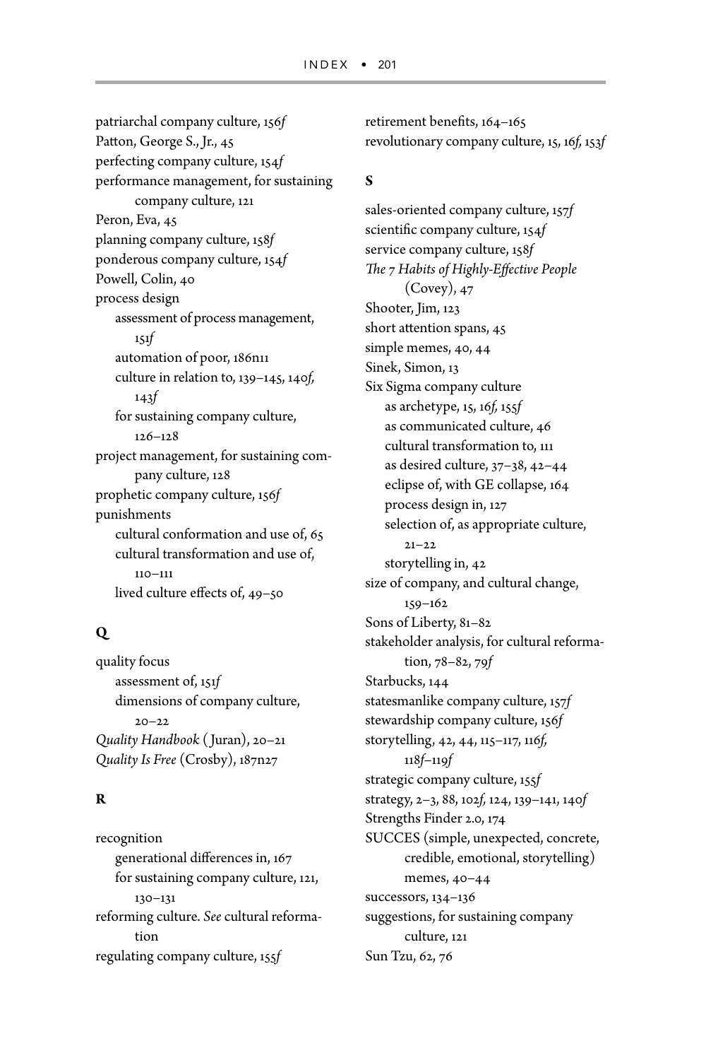patriarchal company culture, 156*f*
Patton, George S., Jr., 45
perfecting company culture, 154*f*
performance management, for sustaining company culture, 121
Peron, Eva, 45
planning company culture, 158*f*
ponderous company culture, 154*f*
Powell, Colin, 40
process design
  assessment of process management, 151*f*
  automation of poor, 186n11
  culture in relation to, 139–145, 140*f*, 143*f*
  for sustaining company culture, 126–128
project management, for sustaining company culture, 128
prophetic company culture, 156*f*
punishments
  cultural conformation and use of, 65
  cultural transformation and use of, 110–111
  lived culture effects of, 49–50

## Q

quality focus
  assessment of, 151*f*
  dimensions of company culture, 20–22
*Quality Handbook* (Juran), 20–21
*Quality Is Free* (Crosby), 187n27

## R

recognition
  generational differences in, 167
  for sustaining company culture, 121, 130–131
reforming culture. *See* cultural reformation
regulating company culture, 155*f*
retirement benefits, 164–165
revolutionary company culture, 15, 16*f*, 153*f*

## S

sales-oriented company culture, 157*f*
scientific company culture, 154*f*
service company culture, 158*f*
*The 7 Habits of Highly-Effective People* (Covey), 47
Shooter, Jim, 123
short attention spans, 45
simple memes, 40, 44
Sinek, Simon, 13
Six Sigma company culture
  as archetype, 15, 16*f*, 155*f*
  as communicated culture, 46
  cultural transformation to, 111
  as desired culture, 37–38, 42–44
  eclipse of, with GE collapse, 164
  process design in, 127
  selection of, as appropriate culture, 21–22
  storytelling in, 42
size of company, and cultural change, 159–162
Sons of Liberty, 81–82
stakeholder analysis, for cultural reformation, 78–82, 79*f*
Starbucks, 144
statesmanlike company culture, 157*f*
stewardship company culture, 156*f*
storytelling, 42, 44, 115–117, 116*f*, 118*f*–119*f*
strategic company culture, 155*f*
strategy, 2–3, 88, 102*f*, 124, 139–141, 140*f*
Strengths Finder 2.0, 174
SUCCES (simple, unexpected, concrete, credible, emotional, storytelling) memes, 40–44
successors, 134–136
suggestions, for sustaining company culture, 121
Sun Tzu, 62, 76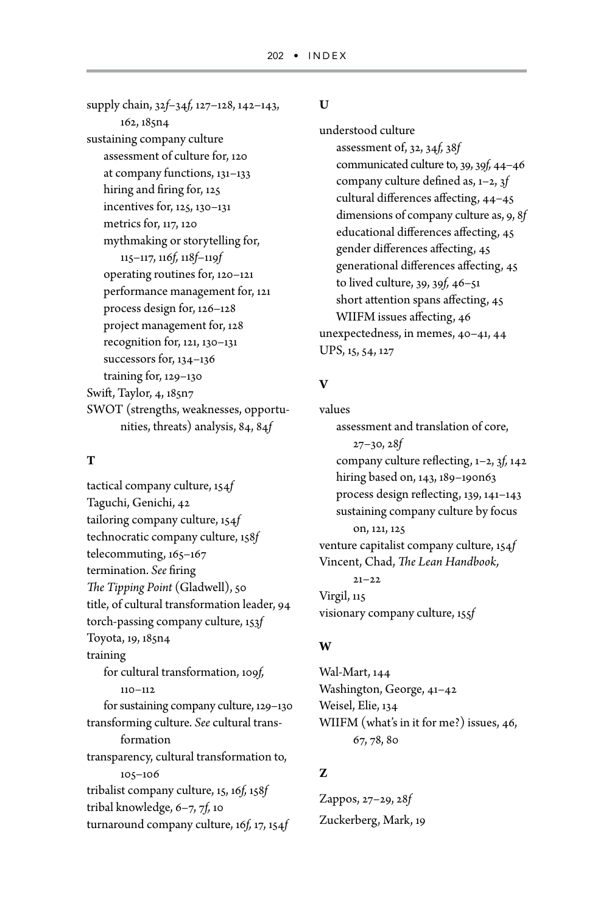supply chain, 32*f*–34*f*, 127–128, 142–143, 162, 185n4
sustaining company culture
  assessment of culture for, 120
  at company functions, 131–133
  hiring and firing for, 125
  incentives for, 125, 130–131
  metrics for, 117, 120
  mythmaking or storytelling for, 115–117, 116*f*, 118*f*–119*f*
  operating routines for, 120–121
  performance management for, 121
  process design for, 126–128
  project management for, 128
  recognition for, 121, 130–131
  successors for, 134–136
  training for, 129–130
Swift, Taylor, 4, 185n7
SWOT (strengths, weaknesses, opportunities, threats) analysis, 84, 84*f*

**T**

tactical company culture, 154*f*
Taguchi, Genichi, 42
tailoring company culture, 154*f*
technocratic company culture, 158*f*
telecommuting, 165–167
termination. *See* firing
*The Tipping Point* (Gladwell), 50
title, of cultural transformation leader, 94
torch-passing company culture, 153*f*
Toyota, 19, 185n4
training
  for cultural transformation, 109*f*, 110–112
  for sustaining company culture, 129–130
transforming culture. *See* cultural transformation
transparency, cultural transformation to, 105–106
tribalist company culture, 15, 16*f*, 158*f*
tribal knowledge, 6–7, 7*f*, 10
turnaround company culture, 16*f*, 17, 154*f*

**U**

understood culture
  assessment of, 32, 34*f*, 38*f*
  communicated culture to, 39, 39*f*, 44–46
  company culture defined as, 1–2, 3*f*
  cultural differences affecting, 44–45
  dimensions of company culture as, 9, 8*f*
  educational differences affecting, 45
  gender differences affecting, 45
  generational differences affecting, 45
  to lived culture, 39, 39*f*, 46–51
  short attention spans affecting, 45
  WIIFM issues affecting, 46
unexpectedness, in memes, 40–41, 44
UPS, 15, 54, 127

**V**

values
  assessment and translation of core, 27–30, 28*f*
  company culture reflecting, 1–2, 3*f*, 142
  hiring based on, 143, 189–190n63
  process design reflecting, 139, 141–143
  sustaining company culture by focus on, 121, 125
venture capitalist company culture, 154*f*
Vincent, Chad, *The Lean Handbook,* 21–22
Virgil, 115
visionary company culture, 155*f*

**W**

Wal-Mart, 144
Washington, George, 41–42
Weisel, Elie, 134
WIIFM (what's in it for me?) issues, 46, 67, 78, 80

**Z**

Zappos, 27–29, 28*f*
Zuckerberg, Mark, 19